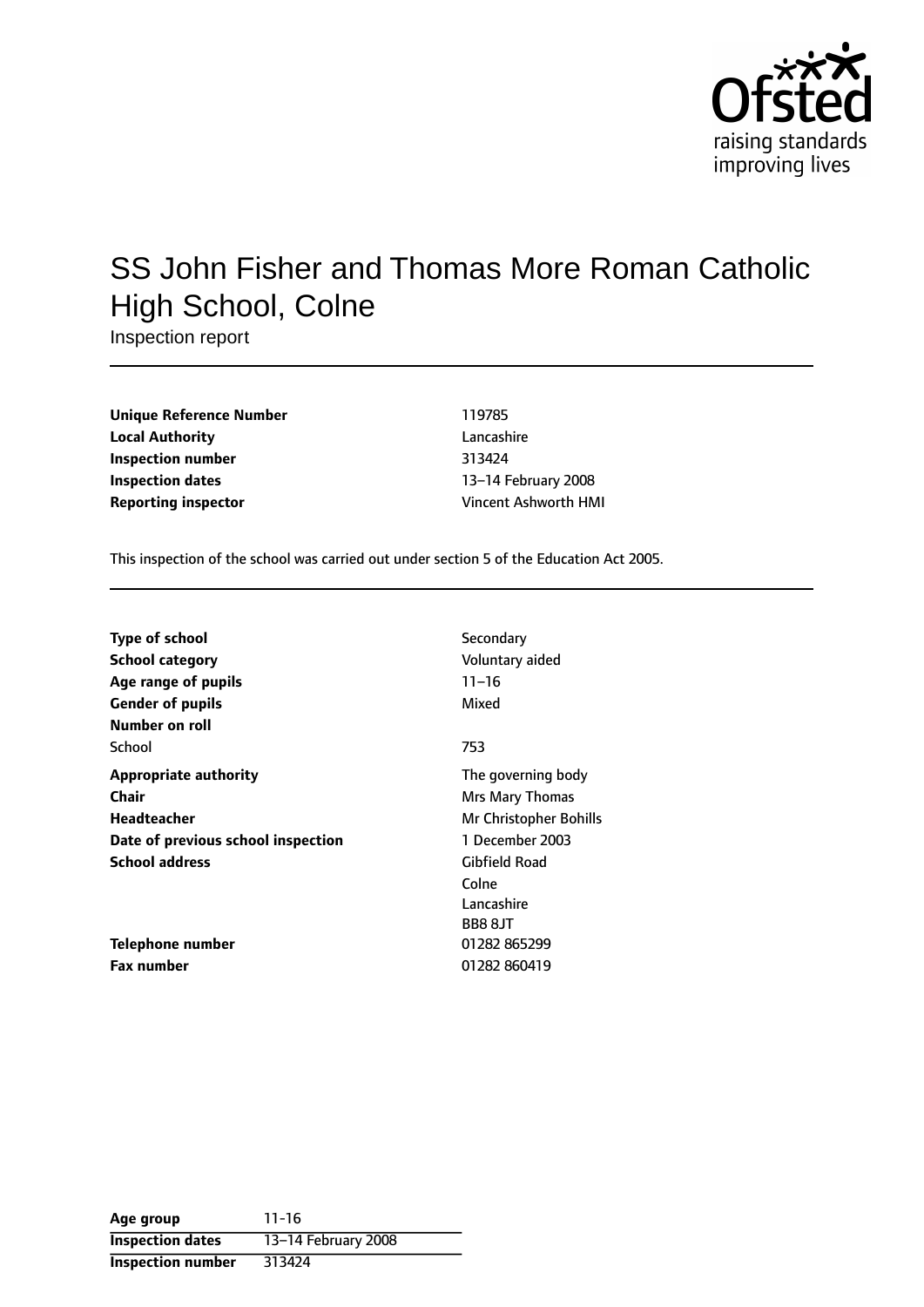# SS John Fisher and Thomas More Roman Catholic High School, Colne

Inspection report

| | |
|---|---|
| **Unique Reference Number** | 119785 |
| **Local Authority** | Lancashire |
| **Inspection number** | 313424 |
| **Inspection dates** | 13–14 February 2008 |
| **Reporting inspector** | Vincent Ashworth HMI |

This inspection of the school was carried out under section 5 of the Education Act 2005.

| | |
|---|---|
| **Type of school** | Secondary |
| **School category** | Voluntary aided |
| **Age range of pupils** | 11–16 |
| **Gender of pupils** | Mixed |
| **Number on roll** | |
| School | 753 |
| **Appropriate authority** | The governing body |
| **Chair** | Mrs Mary Thomas |
| **Headteacher** | Mr Christopher Bohills |
| **Date of previous school inspection** | 1 December 2003 |
| **School address** | Gibfield Road<br>Colne<br>Lancashire<br>BB8 8JT |
| **Telephone number** | 01282 865299 |
| **Fax number** | 01282 860419 |

| | |
|---|---|
| **Age group** | 11-16 |
| **Inspection dates** | 13–14 February 2008 |
| **Inspection number** | 313424 |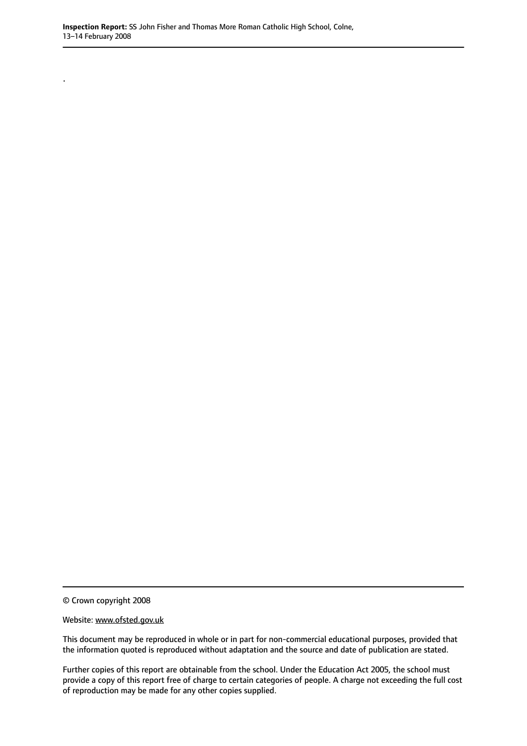.

© Crown copyright 2008

Website: www.ofsted.gov.uk

This document may be reproduced in whole or in part for non-commercial educational purposes, provided that the information quoted is reproduced without adaptation and the source and date of publication are stated.

Further copies of this report are obtainable from the school. Under the Education Act 2005, the school must provide a copy of this report free of charge to certain categories of people. A charge not exceeding the full cost of reproduction may be made for any other copies supplied.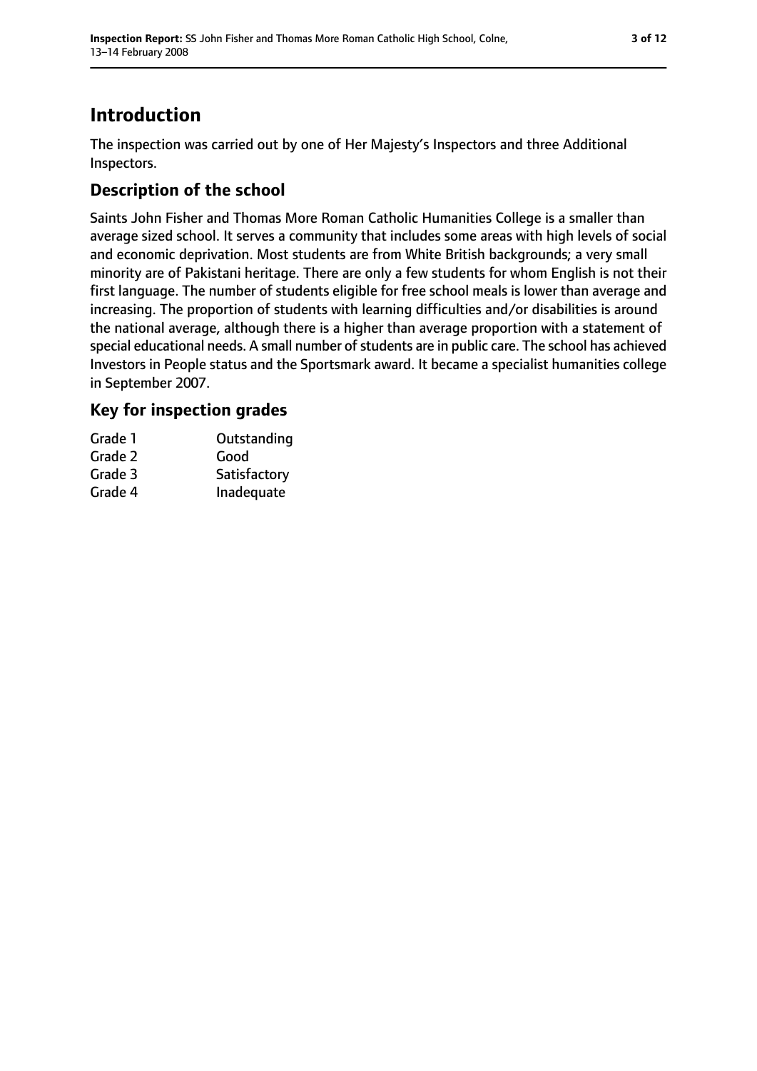# Introduction

The inspection was carried out by one of Her Majesty's Inspectors and three Additional Inspectors.

## Description of the school

Saints John Fisher and Thomas More Roman Catholic Humanities College is a smaller than average sized school. It serves a community that includes some areas with high levels of social and economic deprivation. Most students are from White British backgrounds; a very small minority are of Pakistani heritage. There are only a few students for whom English is not their first language. The number of students eligible for free school meals is lower than average and increasing. The proportion of students with learning difficulties and/or disabilities is around the national average, although there is a higher than average proportion with a statement of special educational needs. A small number of students are in public care. The school has achieved Investors in People status and the Sportsmark award. It became a specialist humanities college in September 2007.

## Key for inspection grades

| | |
|---|---|
| Grade 1 | Outstanding |
| Grade 2 | Good |
| Grade 3 | Satisfactory |
| Grade 4 | Inadequate |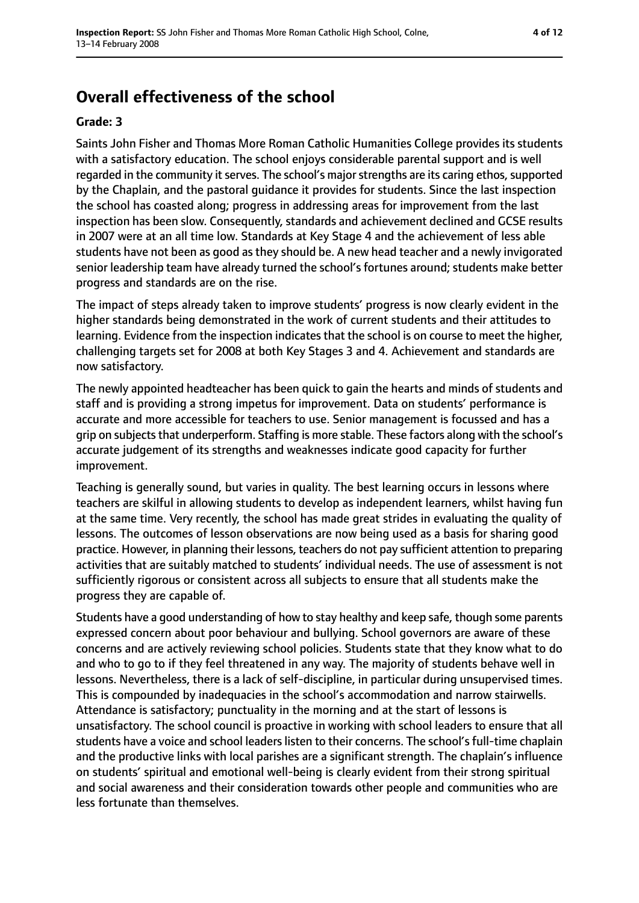# Overall effectiveness of the school

**Grade: 3**

Saints John Fisher and Thomas More Roman Catholic Humanities College provides its students with a satisfactory education. The school enjoys considerable parental support and is well regarded in the community it serves. The school's major strengths are its caring ethos, supported by the Chaplain, and the pastoral guidance it provides for students. Since the last inspection the school has coasted along; progress in addressing areas for improvement from the last inspection has been slow. Consequently, standards and achievement declined and GCSE results in 2007 were at an all time low. Standards at Key Stage 4 and the achievement of less able students have not been as good as they should be. A new head teacher and a newly invigorated senior leadership team have already turned the school's fortunes around; students make better progress and standards are on the rise.

The impact of steps already taken to improve students' progress is now clearly evident in the higher standards being demonstrated in the work of current students and their attitudes to learning. Evidence from the inspection indicates that the school is on course to meet the higher, challenging targets set for 2008 at both Key Stages 3 and 4. Achievement and standards are now satisfactory.

The newly appointed headteacher has been quick to gain the hearts and minds of students and staff and is providing a strong impetus for improvement. Data on students' performance is accurate and more accessible for teachers to use. Senior management is focussed and has a grip on subjects that underperform. Staffing is more stable. These factors along with the school's accurate judgement of its strengths and weaknesses indicate good capacity for further improvement.

Teaching is generally sound, but varies in quality. The best learning occurs in lessons where teachers are skilful in allowing students to develop as independent learners, whilst having fun at the same time. Very recently, the school has made great strides in evaluating the quality of lessons. The outcomes of lesson observations are now being used as a basis for sharing good practice. However, in planning their lessons, teachers do not pay sufficient attention to preparing activities that are suitably matched to students' individual needs. The use of assessment is not sufficiently rigorous or consistent across all subjects to ensure that all students make the progress they are capable of.

Students have a good understanding of how to stay healthy and keep safe, though some parents expressed concern about poor behaviour and bullying. School governors are aware of these concerns and are actively reviewing school policies. Students state that they know what to do and who to go to if they feel threatened in any way. The majority of students behave well in lessons. Nevertheless, there is a lack of self-discipline, in particular during unsupervised times. This is compounded by inadequacies in the school's accommodation and narrow stairwells. Attendance is satisfactory; punctuality in the morning and at the start of lessons is unsatisfactory. The school council is proactive in working with school leaders to ensure that all students have a voice and school leaders listen to their concerns. The school's full-time chaplain and the productive links with local parishes are a significant strength. The chaplain's influence on students' spiritual and emotional well-being is clearly evident from their strong spiritual and social awareness and their consideration towards other people and communities who are less fortunate than themselves.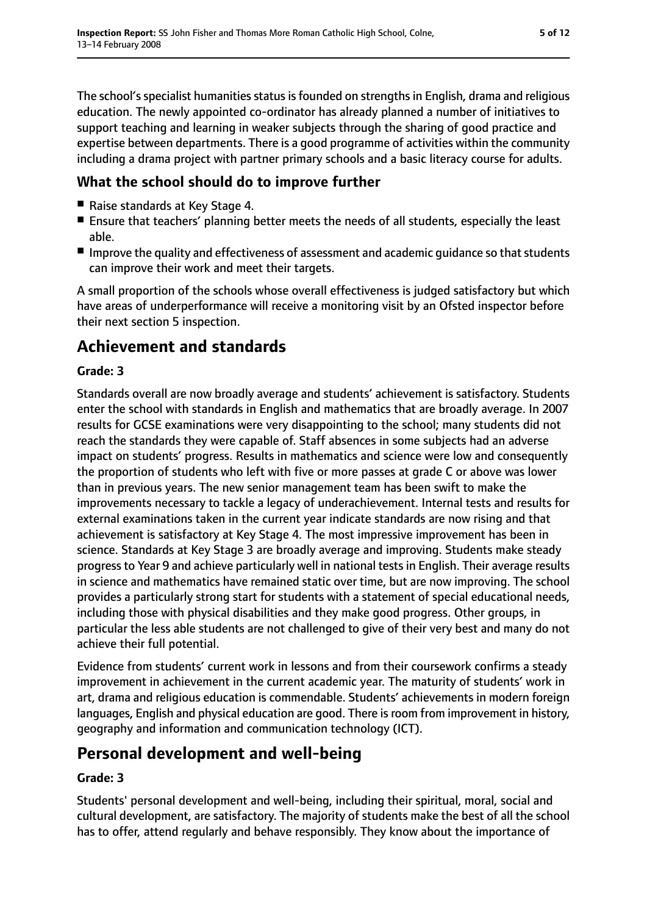The school's specialist humanities status is founded on strengths in English, drama and religious education. The newly appointed co-ordinator has already planned a number of initiatives to support teaching and learning in weaker subjects through the sharing of good practice and expertise between departments. There is a good programme of activities within the community including a drama project with partner primary schools and a basic literacy course for adults.

### What the school should do to improve further

- Raise standards at Key Stage 4.
- Ensure that teachers' planning better meets the needs of all students, especially the least able.
- Improve the quality and effectiveness of assessment and academic guidance so that students can improve their work and meet their targets.

A small proportion of the schools whose overall effectiveness is judged satisfactory but which have areas of underperformance will receive a monitoring visit by an Ofsted inspector before their next section 5 inspection.

## Achievement and standards

**Grade: 3**

Standards overall are now broadly average and students' achievement is satisfactory. Students enter the school with standards in English and mathematics that are broadly average. In 2007 results for GCSE examinations were very disappointing to the school; many students did not reach the standards they were capable of. Staff absences in some subjects had an adverse impact on students' progress. Results in mathematics and science were low and consequently the proportion of students who left with five or more passes at grade C or above was lower than in previous years. The new senior management team has been swift to make the improvements necessary to tackle a legacy of underachievement. Internal tests and results for external examinations taken in the current year indicate standards are now rising and that achievement is satisfactory at Key Stage 4. The most impressive improvement has been in science. Standards at Key Stage 3 are broadly average and improving. Students make steady progress to Year 9 and achieve particularly well in national tests in English. Their average results in science and mathematics have remained static over time, but are now improving. The school provides a particularly strong start for students with a statement of special educational needs, including those with physical disabilities and they make good progress. Other groups, in particular the less able students are not challenged to give of their very best and many do not achieve their full potential.

Evidence from students' current work in lessons and from their coursework confirms a steady improvement in achievement in the current academic year. The maturity of students' work in art, drama and religious education is commendable. Students' achievements in modern foreign languages, English and physical education are good. There is room from improvement in history, geography and information and communication technology (ICT).

## Personal development and well-being

**Grade: 3**

Students' personal development and well-being, including their spiritual, moral, social and cultural development, are satisfactory. The majority of students make the best of all the school has to offer, attend regularly and behave responsibly. They know about the importance of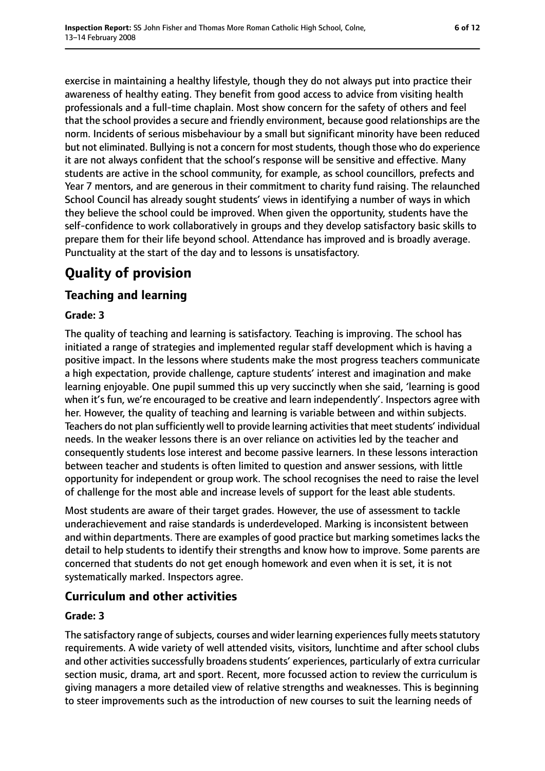exercise in maintaining a healthy lifestyle, though they do not always put into practice their awareness of healthy eating. They benefit from good access to advice from visiting health professionals and a full-time chaplain. Most show concern for the safety of others and feel that the school provides a secure and friendly environment, because good relationships are the norm. Incidents of serious misbehaviour by a small but significant minority have been reduced but not eliminated. Bullying is not a concern for most students, though those who do experience it are not always confident that the school's response will be sensitive and effective. Many students are active in the school community, for example, as school councillors, prefects and Year 7 mentors, and are generous in their commitment to charity fund raising. The relaunched School Council has already sought students' views in identifying a number of ways in which they believe the school could be improved. When given the opportunity, students have the self-confidence to work collaboratively in groups and they develop satisfactory basic skills to prepare them for their life beyond school. Attendance has improved and is broadly average. Punctuality at the start of the day and to lessons is unsatisfactory.

# Quality of provision

## Teaching and learning

**Grade: 3**

The quality of teaching and learning is satisfactory. Teaching is improving. The school has initiated a range of strategies and implemented regular staff development which is having a positive impact. In the lessons where students make the most progress teachers communicate a high expectation, provide challenge, capture students' interest and imagination and make learning enjoyable. One pupil summed this up very succinctly when she said, 'learning is good when it's fun, we're encouraged to be creative and learn independently'. Inspectors agree with her. However, the quality of teaching and learning is variable between and within subjects. Teachers do not plan sufficiently well to provide learning activities that meet students' individual needs. In the weaker lessons there is an over reliance on activities led by the teacher and consequently students lose interest and become passive learners. In these lessons interaction between teacher and students is often limited to question and answer sessions, with little opportunity for independent or group work. The school recognises the need to raise the level of challenge for the most able and increase levels of support for the least able students.

Most students are aware of their target grades. However, the use of assessment to tackle underachievement and raise standards is underdeveloped. Marking is inconsistent between and within departments. There are examples of good practice but marking sometimes lacks the detail to help students to identify their strengths and know how to improve. Some parents are concerned that students do not get enough homework and even when it is set, it is not systematically marked. Inspectors agree.

## Curriculum and other activities

**Grade: 3**

The satisfactory range of subjects, courses and wider learning experiences fully meets statutory requirements. A wide variety of well attended visits, visitors, lunchtime and after school clubs and other activities successfully broadens students' experiences, particularly of extra curricular section music, drama, art and sport. Recent, more focussed action to review the curriculum is giving managers a more detailed view of relative strengths and weaknesses. This is beginning to steer improvements such as the introduction of new courses to suit the learning needs of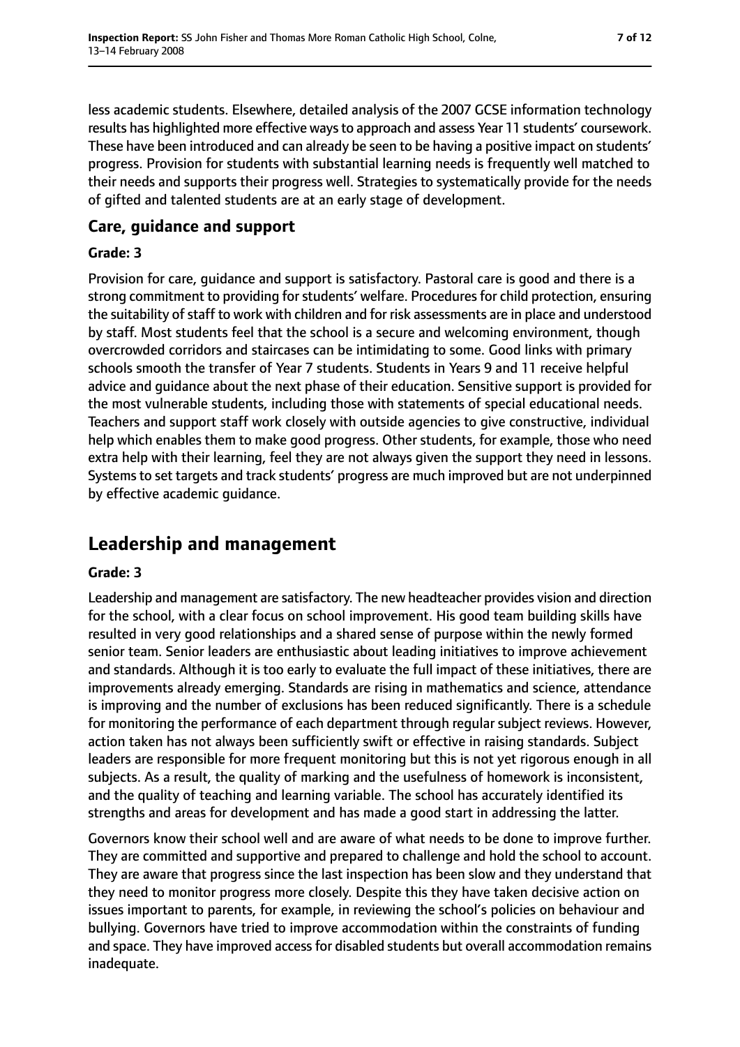less academic students. Elsewhere, detailed analysis of the 2007 GCSE information technology results has highlighted more effective ways to approach and assess Year 11 students' coursework. These have been introduced and can already be seen to be having a positive impact on students' progress. Provision for students with substantial learning needs is frequently well matched to their needs and supports their progress well. Strategies to systematically provide for the needs of gifted and talented students are at an early stage of development.

### Care, guidance and support

#### Grade: 3

Provision for care, guidance and support is satisfactory. Pastoral care is good and there is a strong commitment to providing for students' welfare. Procedures for child protection, ensuring the suitability of staff to work with children and for risk assessments are in place and understood by staff. Most students feel that the school is a secure and welcoming environment, though overcrowded corridors and staircases can be intimidating to some. Good links with primary schools smooth the transfer of Year 7 students. Students in Years 9 and 11 receive helpful advice and guidance about the next phase of their education. Sensitive support is provided for the most vulnerable students, including those with statements of special educational needs. Teachers and support staff work closely with outside agencies to give constructive, individual help which enables them to make good progress. Other students, for example, those who need extra help with their learning, feel they are not always given the support they need in lessons. Systems to set targets and track students' progress are much improved but are not underpinned by effective academic guidance.

## Leadership and management

#### Grade: 3

Leadership and management are satisfactory. The new headteacher provides vision and direction for the school, with a clear focus on school improvement. His good team building skills have resulted in very good relationships and a shared sense of purpose within the newly formed senior team. Senior leaders are enthusiastic about leading initiatives to improve achievement and standards. Although it is too early to evaluate the full impact of these initiatives, there are improvements already emerging. Standards are rising in mathematics and science, attendance is improving and the number of exclusions has been reduced significantly. There is a schedule for monitoring the performance of each department through regular subject reviews. However, action taken has not always been sufficiently swift or effective in raising standards. Subject leaders are responsible for more frequent monitoring but this is not yet rigorous enough in all subjects. As a result, the quality of marking and the usefulness of homework is inconsistent, and the quality of teaching and learning variable. The school has accurately identified its strengths and areas for development and has made a good start in addressing the latter.

Governors know their school well and are aware of what needs to be done to improve further. They are committed and supportive and prepared to challenge and hold the school to account. They are aware that progress since the last inspection has been slow and they understand that they need to monitor progress more closely. Despite this they have taken decisive action on issues important to parents, for example, in reviewing the school's policies on behaviour and bullying. Governors have tried to improve accommodation within the constraints of funding and space. They have improved access for disabled students but overall accommodation remains inadequate.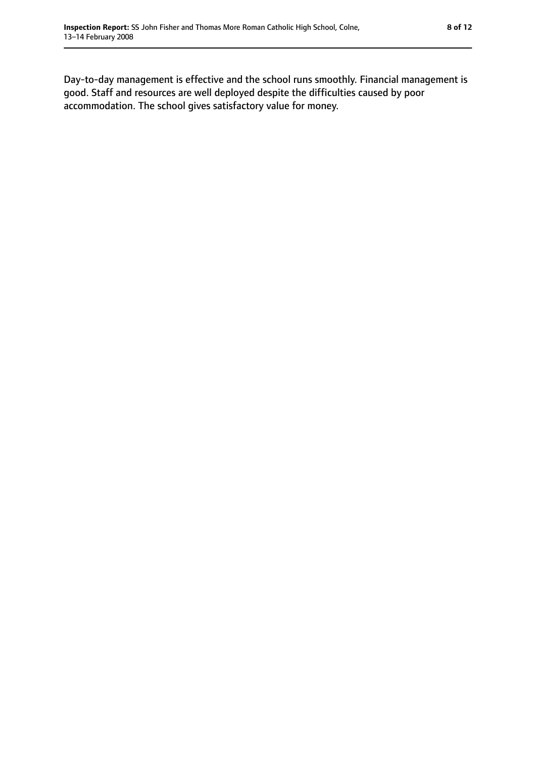Day-to-day management is effective and the school runs smoothly. Financial management is good. Staff and resources are well deployed despite the difficulties caused by poor accommodation. The school gives satisfactory value for money.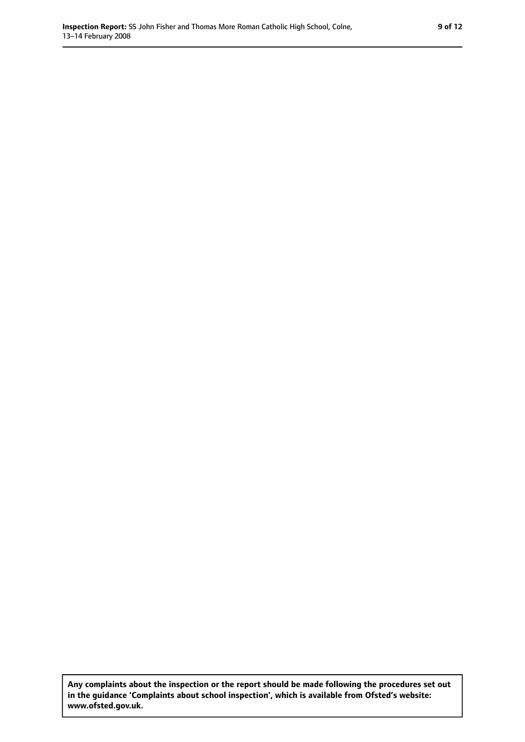**Any complaints about the inspection or the report should be made following the procedures set out in the guidance 'Complaints about school inspection', which is available from Ofsted's website: www.ofsted.gov.uk.**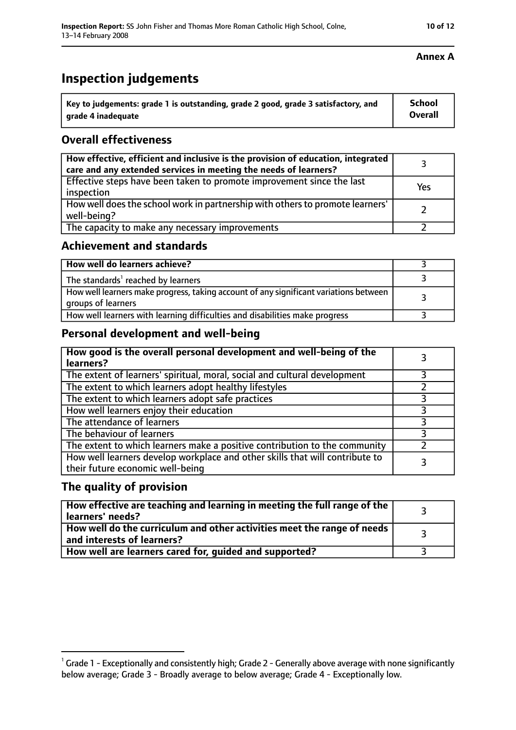**Annex A**

# Inspection judgements

| Key to judgements: grade 1 is outstanding, grade 2 good, grade 3 satisfactory, and grade 4 inadequate | School Overall |
|---|---|

## Overall effectiveness

| | |
|---|---|
| **How effective, efficient and inclusive is the provision of education, integrated care and any extended services in meeting the needs of learners?** | 3 |
| Effective steps have been taken to promote improvement since the last inspection | Yes |
| How well does the school work in partnership with others to promote learners' well-being? | 2 |
| The capacity to make any necessary improvements | 2 |

## Achievement and standards

| | |
|---|---|
| **How well do learners achieve?** | 3 |
| The standards[1] reached by learners | 3 |
| How well learners make progress, taking account of any significant variations between groups of learners | 3 |
| How well learners with learning difficulties and disabilities make progress | 3 |

## Personal development and well-being

| | |
|---|---|
| **How good is the overall personal development and well-being of the learners?** | 3 |
| The extent of learners' spiritual, moral, social and cultural development | 3 |
| The extent to which learners adopt healthy lifestyles | 2 |
| The extent to which learners adopt safe practices | 3 |
| How well learners enjoy their education | 3 |
| The attendance of learners | 3 |
| The behaviour of learners | 3 |
| The extent to which learners make a positive contribution to the community | 2 |
| How well learners develop workplace and other skills that will contribute to their future economic well-being | 3 |

## The quality of provision

| | |
|---|---|
| **How effective are teaching and learning in meeting the full range of the learners' needs?** | 3 |
| **How well do the curriculum and other activities meet the range of needs and interests of learners?** | 3 |
| **How well are learners cared for, guided and supported?** | 3 |

[1] Grade 1 - Exceptionally and consistently high; Grade 2 - Generally above average with none significantly below average; Grade 3 - Broadly average to below average; Grade 4 - Exceptionally low.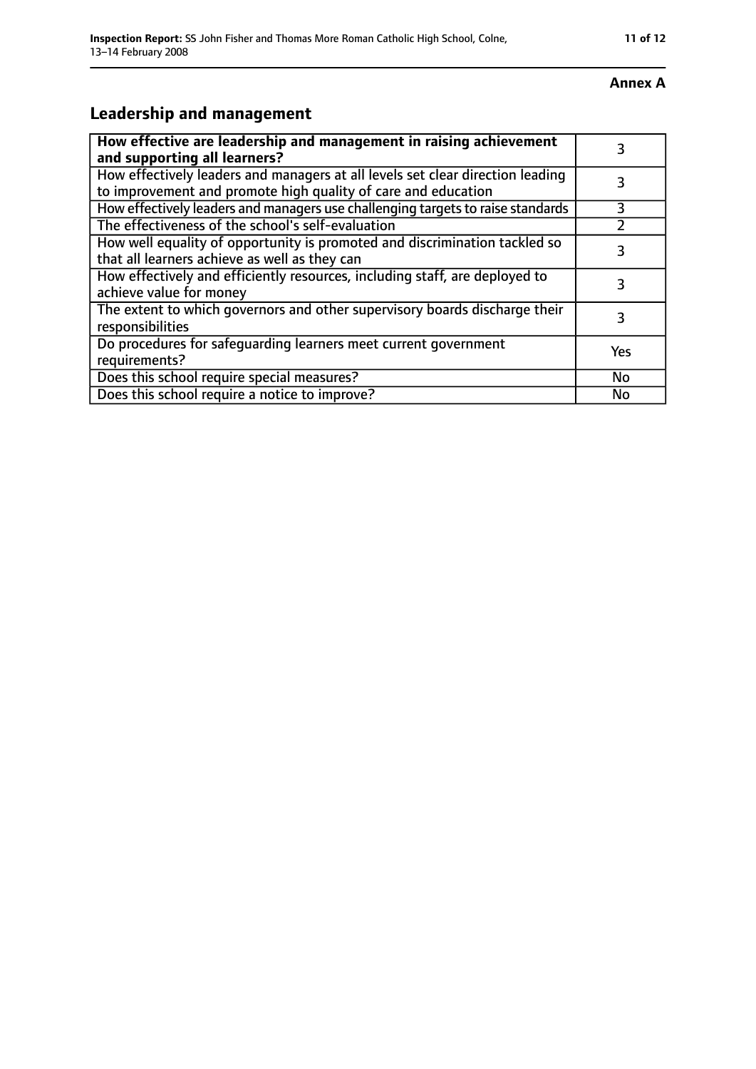**Annex A**

## Leadership and management

| How effective are leadership and management in raising achievement and supporting all learners? | 3 |
|---|---|
| How effectively leaders and managers at all levels set clear direction leading to improvement and promote high quality of care and education | 3 |
| How effectively leaders and managers use challenging targets to raise standards | 3 |
| The effectiveness of the school's self-evaluation | 2 |
| How well equality of opportunity is promoted and discrimination tackled so that all learners achieve as well as they can | 3 |
| How effectively and efficiently resources, including staff, are deployed to achieve value for money | 3 |
| The extent to which governors and other supervisory boards discharge their responsibilities | 3 |
| Do procedures for safeguarding learners meet current government requirements? | Yes |
| Does this school require special measures? | No |
| Does this school require a notice to improve? | No |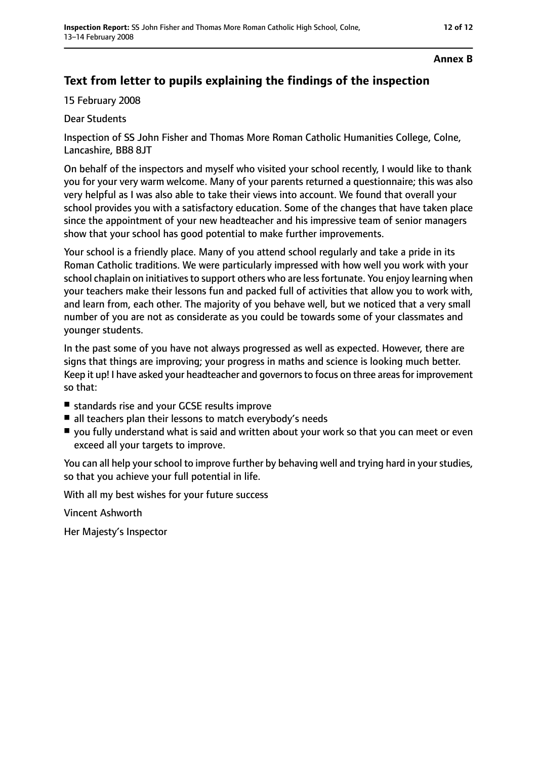**Annex B**

## Text from letter to pupils explaining the findings of the inspection

15 February 2008

Dear Students

Inspection of SS John Fisher and Thomas More Roman Catholic Humanities College, Colne, Lancashire, BB8 8JT

On behalf of the inspectors and myself who visited your school recently, I would like to thank you for your very warm welcome. Many of your parents returned a questionnaire; this was also very helpful as I was also able to take their views into account. We found that overall your school provides you with a satisfactory education. Some of the changes that have taken place since the appointment of your new headteacher and his impressive team of senior managers show that your school has good potential to make further improvements.

Your school is a friendly place. Many of you attend school regularly and take a pride in its Roman Catholic traditions. We were particularly impressed with how well you work with your school chaplain on initiatives to support others who are less fortunate. You enjoy learning when your teachers make their lessons fun and packed full of activities that allow you to work with, and learn from, each other. The majority of you behave well, but we noticed that a very small number of you are not as considerate as you could be towards some of your classmates and younger students.

In the past some of you have not always progressed as well as expected. However, there are signs that things are improving; your progress in maths and science is looking much better. Keep it up! I have asked your headteacher and governors to focus on three areas for improvement so that:

- standards rise and your GCSE results improve
- all teachers plan their lessons to match everybody's needs
- you fully understand what is said and written about your work so that you can meet or even exceed all your targets to improve.

You can all help your school to improve further by behaving well and trying hard in your studies, so that you achieve your full potential in life.

With all my best wishes for your future success

Vincent Ashworth

Her Majesty's Inspector